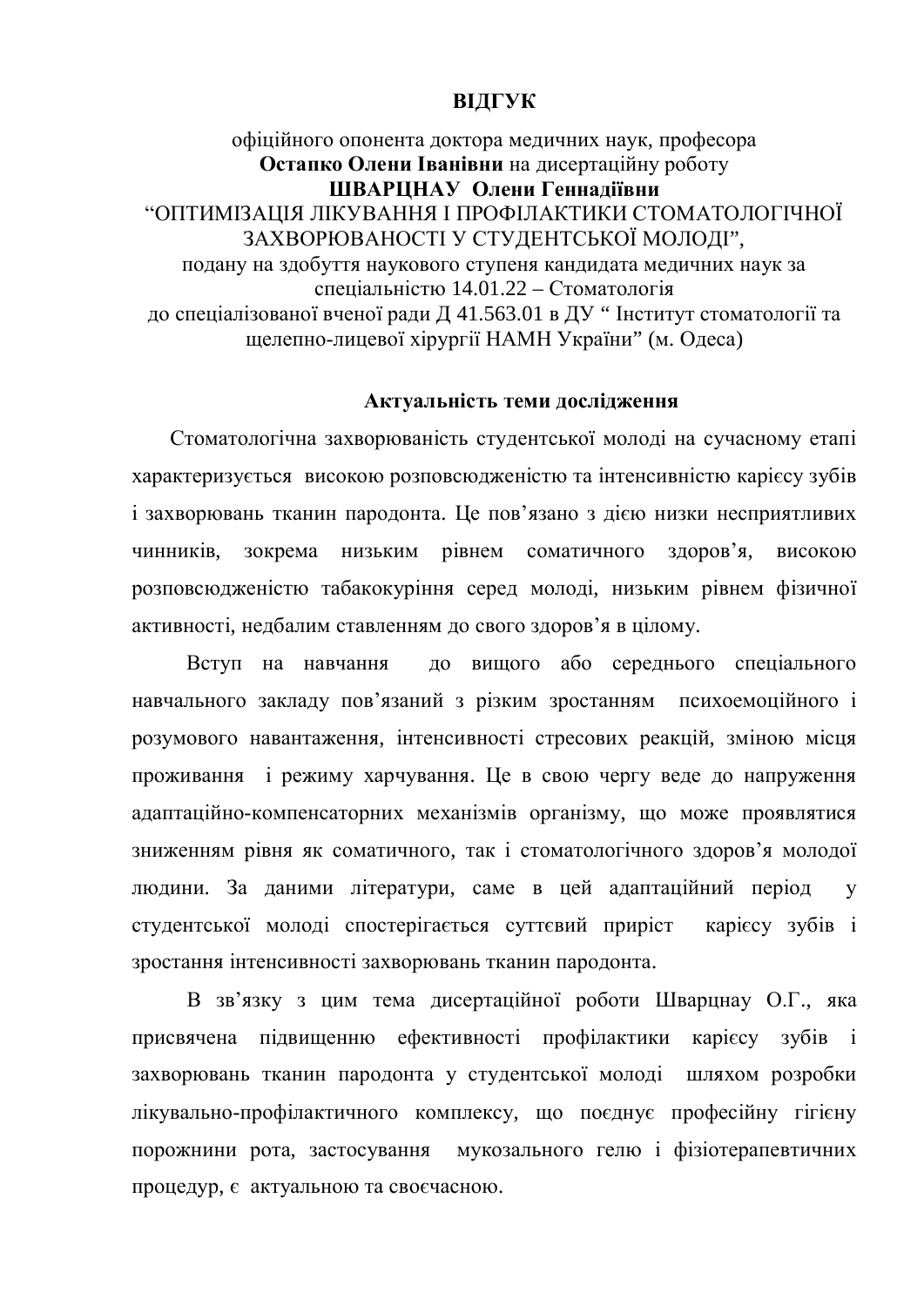# ВІДГУК

офіційного опонента доктора медичних наук, професора **Остапко Олени Іванівни** на дисертаційну роботу **ШВАРЦНАУ Олени Геннадіївни** "ОПТИМІЗАЦІЯ ЛІКУВАННЯ І ПРОФІЛАКТИКИ СТОМАТОЛОГІЧНОЇ ЗАХВОРЮВАНОСТІ У СТУДЕНТСЬКОЇ МОЛОДІ", подану на здобуття наукового ступеня кандидата медичних наук за спеціальністю 14.01.22 – Стоматологія до спеціалізованої вченої ради Д 41.563.01 в ДУ " Інститут стоматології та щелепно-лицевої хірургії НАМН України" (м. Одеса)

## Актуальність теми дослідження

Стоматологічна захворюваність студентської молоді на сучасному етапі характеризується високою розповсюдженістю та інтенсивністю карієсу зубів і захворювань тканин пародонта. Це пов'язано з дією низки несприятливих чинників, зокрема низьким рівнем соматичного здоров'я, високою розповсюдженістю табакокуріння серед молоді, низьким рівнем фізичної активності, недбалим ставленням до свого здоров'я в цілому.

Вступ на навчання до вищого або середнього спеціального навчального закладу пов'язаний з різким зростанням психоемоційного і розумового навантаження, інтенсивності стресових реакцій, зміною місця проживання і режиму харчування. Це в свою чергу веде до напруження адаптаційно-компенсаторних механізмів організму, що може проявлятися зниженням рівня як соматичного, так і стоматологічного здоров'я молодої людини. За даними літератури, саме в цей адаптаційний період у студентської молоді спостерігається суттєвий приріст карієсу зубів і зростання інтенсивності захворювань тканин пародонта.

В зв'язку з цим тема дисертаційної роботи Шварцнау О.Г., яка присвячена підвищенню ефективності профілактики карієсу зубів і захворювань тканин пародонта у студентської молоді шляхом розробки лікувально-профілактичного комплексу, що поєднує професійну гігієну порожнини рота, застосування мукозального гелю і фізіотерапевтичних процедур, є актуальною та своєчасною.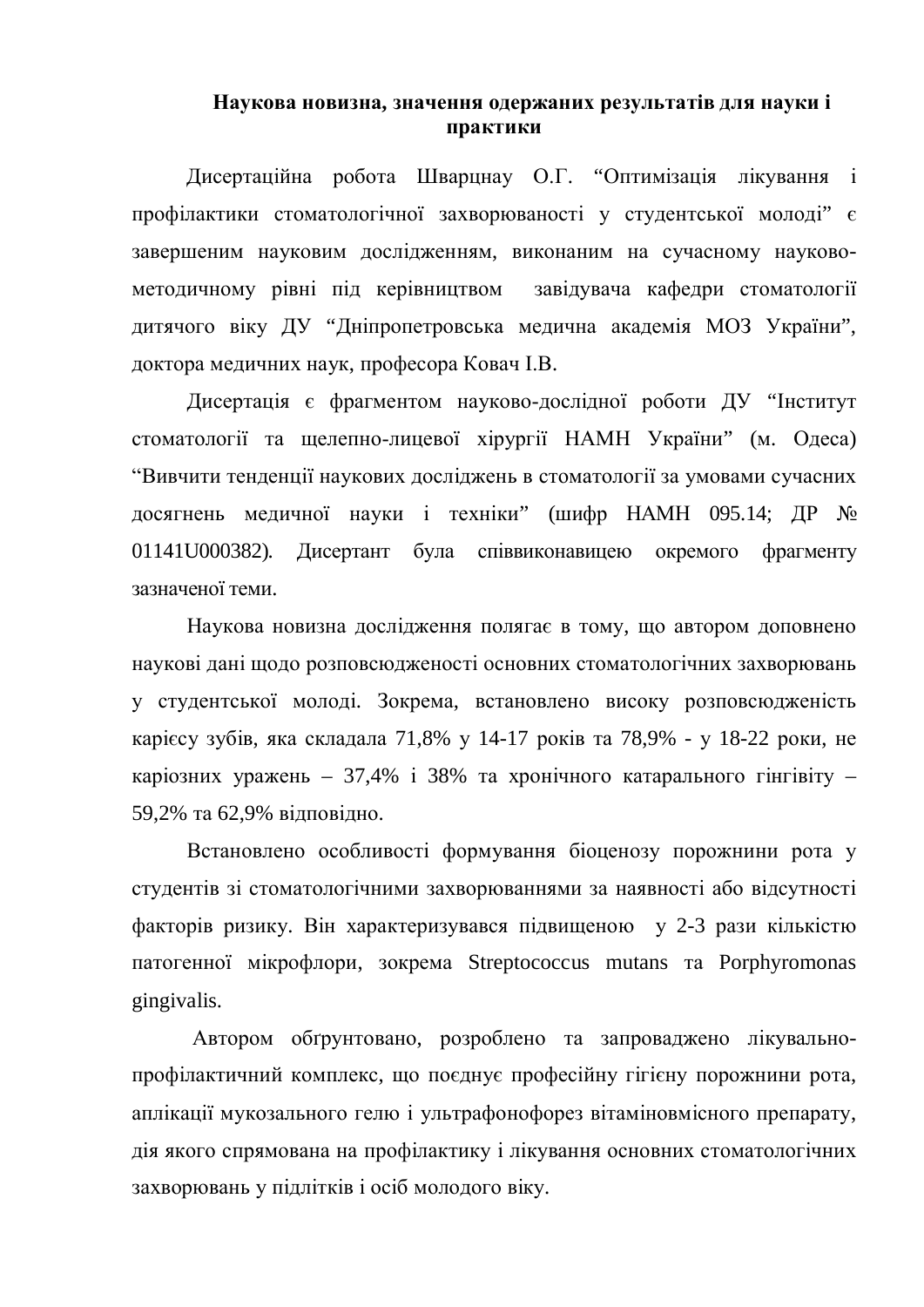## Наукова новизна, значення одержаних результатів для науки і практики

Дисертаційна робота Шварцнау О.Г. "Оптимізація лікування і профілактики стоматологічної захворюваності у студентської молоді" є завершеним науковим дослідженням, виконаним на сучасному науково-методичному рівні під керівництвом завідувача кафедри стоматології дитячого віку ДУ "Дніпропетровська медична академія МОЗ України", доктора медичних наук, професора Ковач І.В.

Дисертація є фрагментом науково-дослідної роботи ДУ "Інститут стоматології та щелепно-лицевої хірургії НАМН України" (м. Одеса) "Вивчити тенденції наукових досліджень в стоматології за умовами сучасних досягнень медичної науки і техніки" (шифр НАМН 095.14; ДР № 01141U000382). Дисертант була співвиконавицею окремого фрагменту зазначеної теми.

Наукова новизна дослідження полягає в тому, що автором доповнено наукові дані щодо розповсюдженості основних стоматологічних захворювань у студентської молоді. Зокрема, встановлено високу розповсюдженість карієсу зубів, яка складала 71,8% у 14-17 років та 78,9% - у 18-22 роки, не каріозних уражень – 37,4% і 38% та хронічного катарального гінгівіту – 59,2% та 62,9% відповідно.

Встановлено особливості формування біоценозу порожнини рота у студентів зі стоматологічними захворюваннями за наявності або відсутності факторів ризику. Він характеризувався підвищеною у 2-3 рази кількістю патогенної мікрофлори, зокрема Streptococcus mutans та Porphyromonas gingivalis.

Автором обґрунтовано, розроблено та запроваджено лікувально-профілактичний комплекс, що поєднує професійну гігієну порожнини рота, аплікації мукозального гелю і ультрафонофорез вітаміновмісного препарату, дія якого спрямована на профілактику і лікування основних стоматологічних захворювань у підлітків і осіб молодого віку.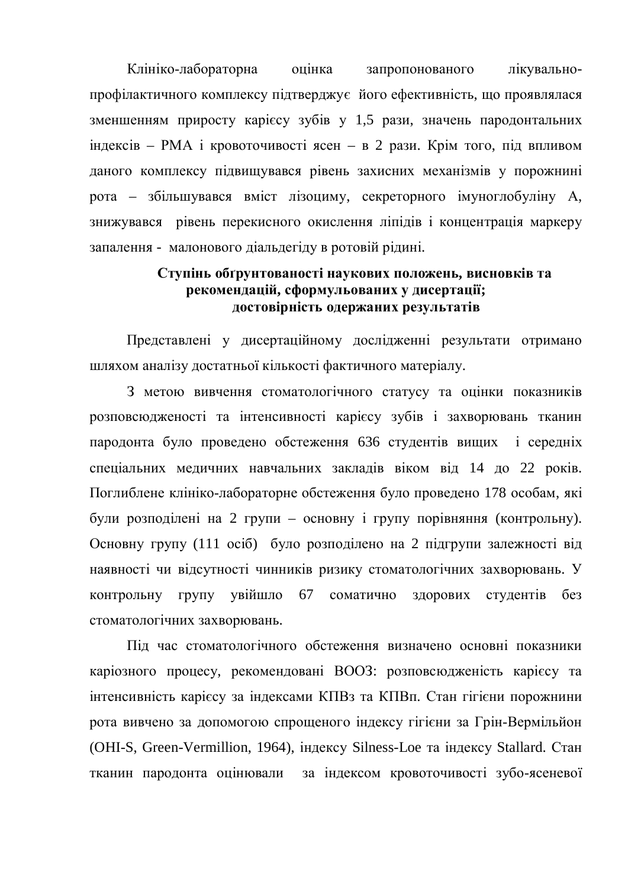Клініко-лабораторна оцінка запропонованого лікувально-профілактичного комплексу підтверджує його ефективність, що проявлялася зменшенням приросту карієсу зубів у 1,5 рази, значень пародонтальних індексів – РМА і кровоточивості ясен – в 2 рази. Крім того, під впливом даного комплексу підвищувався рівень захисних механізмів у порожнині рота – збільшувався вміст лізоциму, секреторного імуноглобуліну А, знижувався рівень перекисного окислення ліпідів і концентрація маркеру запалення - малонового діальдегіду в ротовій рідині.

### Ступінь обґрунтованості наукових положень, висновків та рекомендацій, сформульованих у дисертації; достовірність одержаних результатів

Представлені у дисертаційному дослідженні результати отримано шляхом аналізу достатньої кількості фактичного матеріалу.

З метою вивчення стоматологічного статусу та оцінки показників розповсюдженості та інтенсивності карієсу зубів і захворювань тканин пародонта було проведено обстеження 636 студентів вищих і середніх спеціальних медичних навчальних закладів віком від 14 до 22 років. Поглиблене клініко-лабораторне обстеження було проведено 178 особам, які були розподілені на 2 групи – основну і групу порівняння (контрольну). Основну групу (111 осіб) було розподілено на 2 підгрупи залежності від наявності чи відсутності чинників ризику стоматологічних захворювань. У контрольну групу увійшло 67 соматично здорових студентів без стоматологічних захворювань.

Під час стоматологічного обстеження визначено основні показники каріозного процесу, рекомендовані ВООЗ: розповсюдженість карієсу та інтенсивність карієсу за індексами КПВз та КПВп. Стан гігієни порожнини рота вивчено за допомогою спрощеного індексу гігієни за Грін-Вермільйон (OHI-S, Green-Vermillion, 1964), індексу Silness-Loe та індексу Stallard. Стан тканин пародонта оцінювали за індексом кровоточивості зубо-ясеневої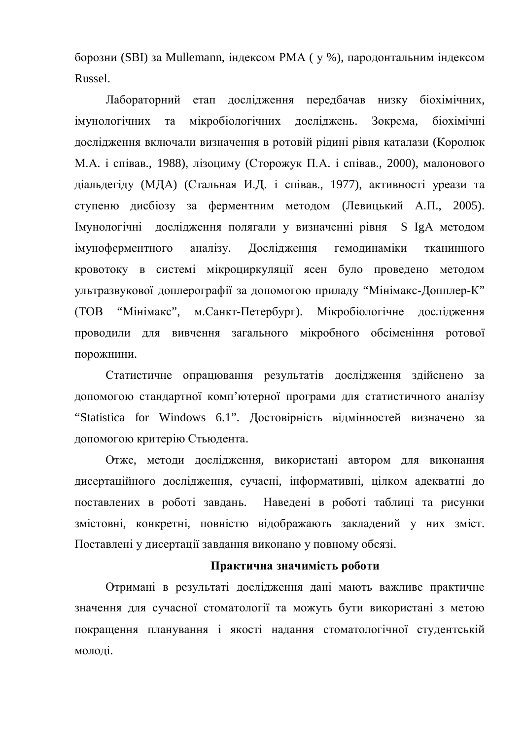борозни (SBI) за Mullemann, індексом РМА ( у %), пародонтальним індексом Russel.

Лабораторний етап дослідження передбачав низку біохімічних, імунологічних та мікробіологічних досліджень. Зокрема, біохімічні дослідження включали визначення в ротовій рідині рівня каталази (Королюк М.А. і співав., 1988), лізоциму (Сторожук П.А. і співав., 2000), малонового діальдегіду (МДА) (Стальная И.Д. і співав., 1977), активності уреази та ступеню дисбіозу за ферментним методом (Левицький А.П., 2005). Імунологічні дослідження полягали у визначенні рівня S IgA методом імуноферментного аналізу. Дослідження гемодинаміки тканинного кровотоку в системі мікроциркуляції ясен було проведено методом ультразвукової доплерографії за допомогою приладу "Мінімакс-Допплер-К" (ТОВ "Мінімакс", м.Санкт-Петербург). Мікробіологічне дослідження проводили для вивчення загального мікробного обсіменіння ротової порожнини.

Статистичне опрацювання результатів дослідження здійснено за допомогою стандартної комп'ютерної програми для статистичного аналізу "Statistica for Windows 6.1". Достовірність відмінностей визначено за допомогою критерію Стьюдента.

Отже, методи дослідження, використані автором для виконання дисертаційного дослідження, сучасні, інформативні, цілком адекватні до поставлених в роботі завдань. Наведені в роботі таблиці та рисунки змістовні, конкретні, повністю відображають закладений у них зміст. Поставлені у дисертації завдання виконано у повному обсязі.

**Практична значимість роботи**

Отримані в результаті дослідження дані мають важливе практичне значення для сучасної стоматології та можуть бути використані з метою покращення планування і якості надання стоматологічної студентській молоді.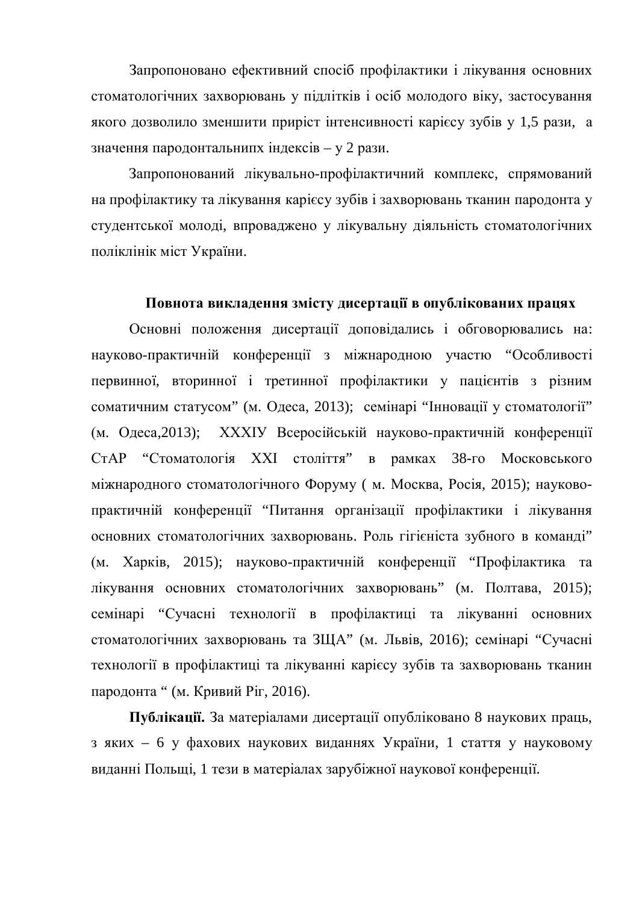Запропоновано ефективний спосіб профілактики і лікування основних стоматологічних захворювань у підлітків і осіб молодого віку, застосування якого дозволило зменшити приріст інтенсивності карієсу зубів у 1,5 рази, а значення пародонтальнипх індексів – у 2 рази.

Запропонований лікувально-профілактичний комплекс, спрямований на профілактику та лікування карієсу зубів і захворювань тканин пародонта у студентської молоді, впроваджено у лікувальну діяльність стоматологічних поліклінік міст України.

**Повнота викладення змісту дисертації в опублікованих працях**

Основні положення дисертації доповідались і обговорювались на: науково-практичній конференції з міжнародною участю "Особливості первинної, вторинної і третинної профілактики у пацієнтів з різним соматичним статусом" (м. Одеса, 2013); семінарі "Інновації у стоматології" (м. Одеса,2013); XXXIУ Всеросійській науково-практичній конференції СтАР "Стоматологія XXI століття" в рамках 38-го Московського міжнародного стоматологічного Форуму ( м. Москва, Росія, 2015); науково-практичній конференції "Питання організації профілактики і лікування основних стоматологічних захворювань. Роль гігієніста зубного в команді" (м. Харків, 2015); науково-практичній конференції "Профілактика та лікування основних стоматологічних захворювань" (м. Полтава, 2015); семінарі "Сучасні технології в профілактиці та лікуванні основних стоматологічних захворювань та ЗЩА" (м. Львів, 2016); семінарі "Сучасні технології в профілактиці та лікуванні карієсу зубів та захворювань тканин пародонта " (м. Кривий Ріг, 2016).

**Публікації.** За матеріалами дисертації опубліковано 8 наукових праць, з яких – 6 у фахових наукових виданнях України, 1 стаття у науковому виданні Польщі, 1 тези в матеріалах зарубіжної наукової конференції.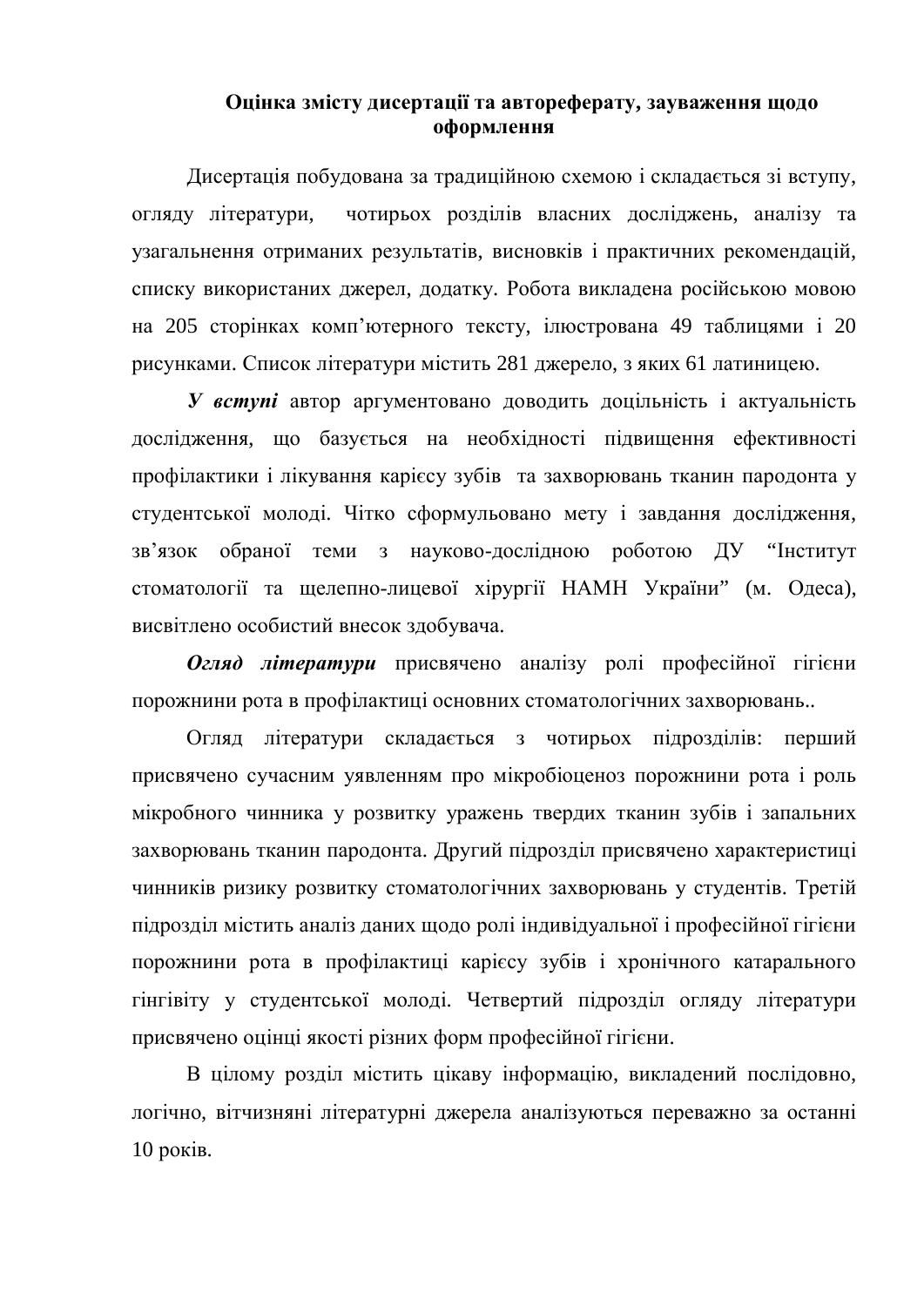## Оцінка змісту дисертації та автореферату, зауваження щодо оформлення

Дисертація побудована за традиційною схемою і складається зі вступу, огляду літератури, чотирьох розділів власних досліджень, аналізу та узагальнення отриманих результатів, висновків і практичних рекомендацій, списку використаних джерел, додатку. Робота викладена російською мовою на 205 сторінках комп'ютерного тексту, ілюстрована 49 таблицями і 20 рисунками. Список літератури містить 281 джерело, з яких 61 латиницею.

***У вступі*** автор аргументовано доводить доцільність і актуальність дослідження, що базується на необхідності підвищення ефективності профілактики і лікування карієсу зубів та захворювань тканин пародонта у студентської молоді. Чітко сформульовано мету і завдання дослідження, зв'язок обраної теми з науково-дослідною роботою ДУ "Інститут стоматології та щелепно-лицевої хірургії НАМН України" (м. Одеса), висвітлено особистий внесок здобувача.

***Огляд літератури*** присвячено аналізу ролі професійної гігієни порожнини рота в профілактиці основних стоматологічних захворювань..

Огляд літератури складається з чотирьох підрозділів: перший присвячено сучасним уявленням про мікробіоценоз порожнини рота і роль мікробного чинника у розвитку уражень твердих тканин зубів і запальних захворювань тканин пародонта. Другий підрозділ присвячено характеристиці чинників ризику розвитку стоматологічних захворювань у студентів. Третій підрозділ містить аналіз даних щодо ролі індивідуальної і професійної гігієни порожнини рота в профілактиці карієсу зубів і хронічного катарального гінгівіту у студентської молоді. Четвертий підрозділ огляду літератури присвячено оцінці якості різних форм професійної гігієни.

В цілому розділ містить цікаву інформацію, викладений послідовно, логічно, вітчизняні літературні джерела аналізуються переважно за останні 10 років.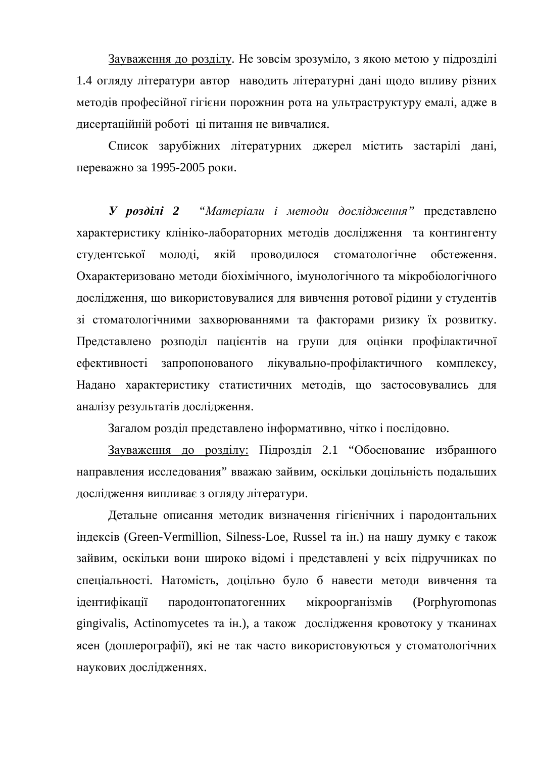<u>Зауваження до розділу</u>. Не зовсім зрозуміло, з якою метою у підрозділі 1.4 огляду літератури автор наводить літературні дані щодо впливу різних методів професійної гігієни порожнин рота на ультраструктуру емалі, адже в дисертаційній роботі ці питання не вивчалися.

Список зарубіжних літературних джерел містить застарілі дані, переважно за 1995-2005 роки.

***У розділі 2*** *"Матеріали і методи дослідження"* представлено характеристику клініко-лабораторних методів дослідження та контингенту студентської молоді, якій проводилося стоматологічне обстеження. Охарактеризовано методи біохімічного, імунологічного та мікробіологічного дослідження, що використовувалися для вивчення ротової рідини у студентів зі стоматологічними захворюваннями та факторами ризику їх розвитку. Представлено розподіл пацієнтів на групи для оцінки профілактичної ефективності запропонованого лікувально-профілактичного комплексу, Надано характеристику статистичних методів, що застосовувались для аналізу результатів дослідження.

Загалом розділ представлено інформативно, чітко і послідовно.

<u>Зауваження до розділу:</u> Підрозділ 2.1 "Обоснование избранного направления исследования" вважаю зайвим, оскільки доцільність подальших дослідження випливає з огляду літератури.

Детальне описання методик визначення гігієнічних і пародонтальних індексів (Green-Vermillion, Silness-Loe, Russel та ін.) на нашу думку є також зайвим, оскільки вони широко відомі і представлені у всіх підручниках по спеціальності. Натомість, доцільно було б навести методи вивчення та ідентифікації пародонтопатогенних мікроорганізмів (Porphyromonas gingivalis, Actinomycetes та ін.), а також дослідження кровотоку у тканинах ясен (доплерографії), які не так часто використовуються у стоматологічних наукових дослідженнях.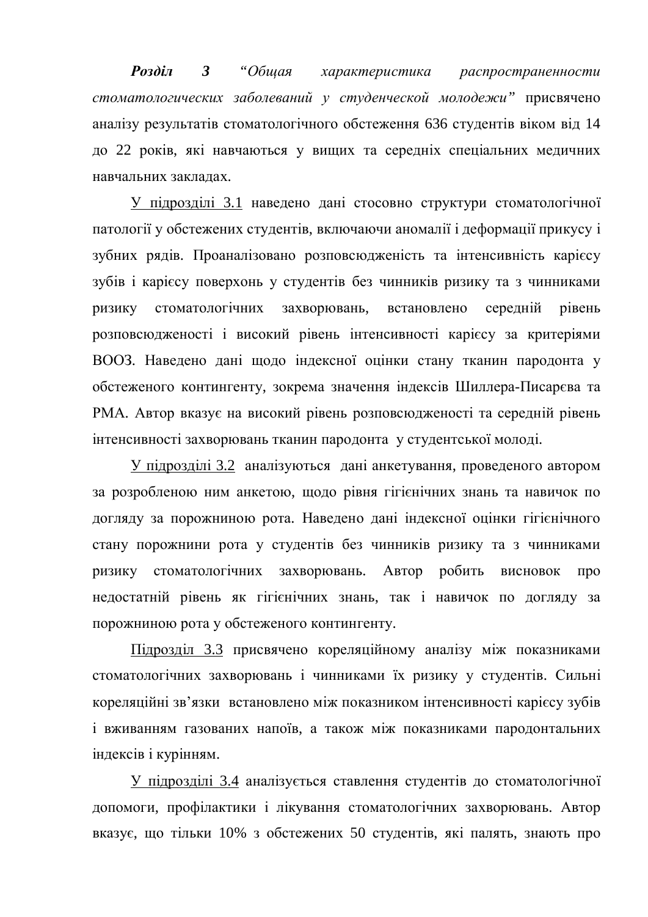***Розділ 3*** *"Общая характеристика распространенности стоматологических заболеваний у студенческой молодежи"* присвячено аналізу результатів стоматологічного обстеження 636 студентів віком від 14 до 22 років, які навчаються у вищих та середніх спеціальних медичних навчальних закладах.

<u>У підрозділі 3.1</u> наведено дані стосовно структури стоматологічної патології у обстежених студентів, включаючи аномалії і деформації прикусу і зубних рядів. Проаналізовано розповсюдженість та інтенсивність карієсу зубів і карієсу поверхонь у студентів без чинників ризику та з чинниками ризику стоматологічних захворювань, встановлено середній рівень розповсюдженості і високий рівень інтенсивності карієсу за критеріями ВООЗ. Наведено дані щодо індексної оцінки стану тканин пародонта у обстеженого контингенту, зокрема значення індексів Шиллера-Писарєва та РМА. Автор вказує на високий рівень розповсюдженості та середній рівень інтенсивності захворювань тканин пародонта у студентської молоді.

<u>У підрозділі 3.2</u> аналізуються дані анкетування, проведеного автором за розробленою ним анкетою, щодо рівня гігієнічних знань та навичок по догляду за порожниною рота. Наведено дані індексної оцінки гігієнічного стану порожнини рота у студентів без чинників ризику та з чинниками ризику стоматологічних захворювань. Автор робить висновок про недостатній рівень як гігієнічних знань, так і навичок по догляду за порожниною рота у обстеженого контингенту.

<u>Підрозділ 3.3</u> присвячено кореляційному аналізу між показниками стоматологічних захворювань і чинниками їх ризику у студентів. Сильні кореляційні зв'язки встановлено між показником інтенсивності карієсу зубів і вживанням газованих напоїв, а також між показниками пародонтальних індексів і курінням.

<u>У підрозділі 3.4</u> аналізується ставлення студентів до стоматологічної допомоги, профілактики і лікування стоматологічних захворювань. Автор вказує, що тільки 10% з обстежених 50 студентів, які палять, знають про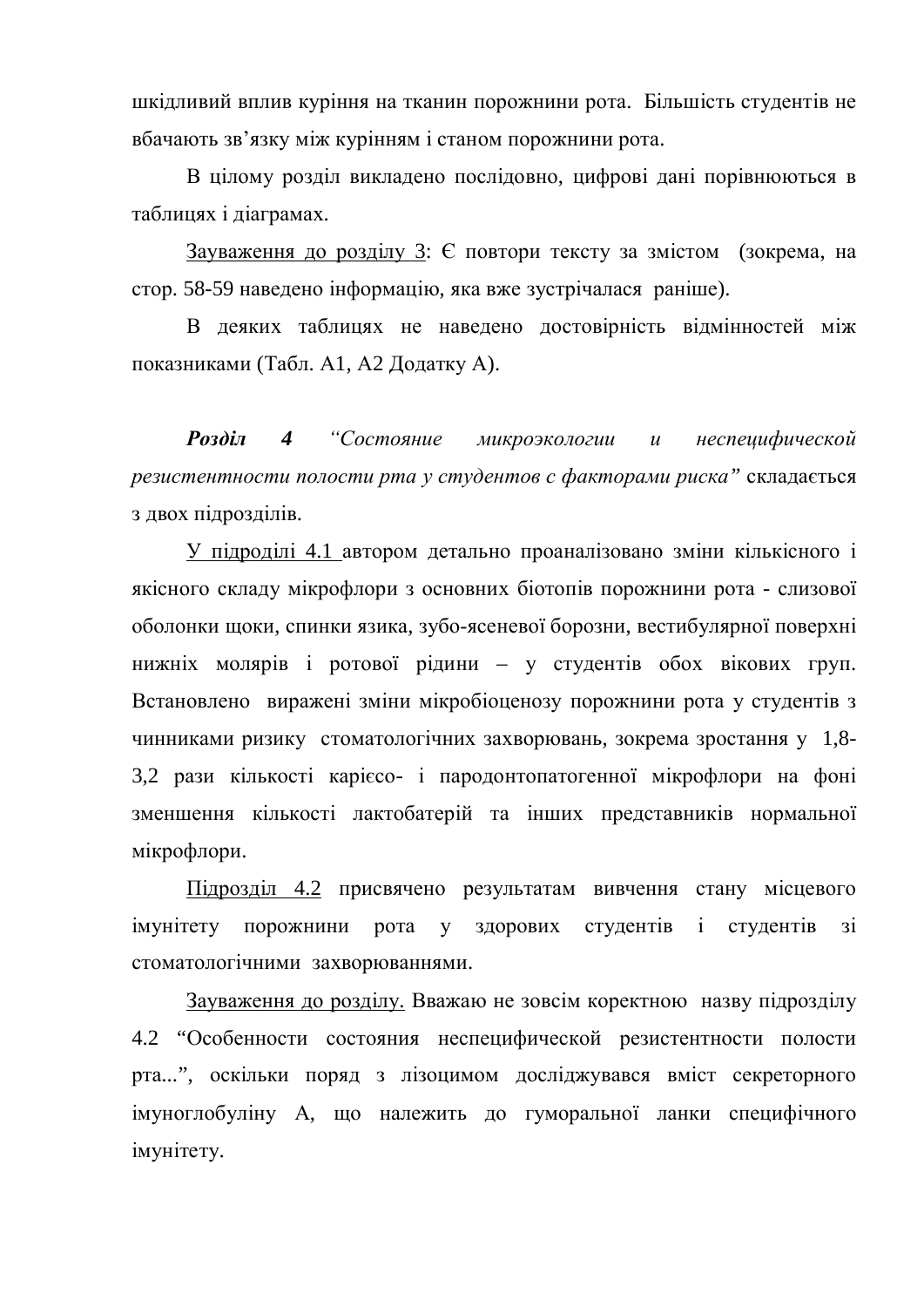шкідливий вплив куріння на тканин порожнини рота. Більшість студентів не вбачають зв'язку між курінням і станом порожнини рота.

В цілому розділ викладено послідовно, цифрові дані порівнюються в таблицях і діаграмах.

Зауваження до розділу 3: Є повтори тексту за змістом (зокрема, на стор. 58-59 наведено інформацію, яка вже зустрічалася раніше).

В деяких таблицях не наведено достовірність відмінностей між показниками (Табл. А1, А2 Додатку А).

***Розділ 4*** *"Состояние микроэкологии и неспецифической резистентности полости рта у студентов с факторами риска"* складається з двох підрозділів.

У підроділі 4.1 автором детально проаналізовано зміни кількісного і якісного складу мікрофлори з основних біотопів порожнини рота - слизової оболонки щоки, спинки язика, зубо-ясеневої борозни, вестибулярної поверхні нижніх молярів і ротової рідини – у студентів обох вікових груп. Встановлено виражені зміни мікробіоценозу порожнини рота у студентів з чинниками ризику стоматологічних захворювань, зокрема зростання у 1,8-3,2 рази кількості карієсо- і пародонтопатогенної мікрофлори на фоні зменшення кількості лактобатерій та інших представників нормальної мікрофлори.

Підрозділ 4.2 присвячено результатам вивчення стану місцевого імунітету порожнини рота у здорових студентів і студентів зі стоматологічними захворюваннями.

Зауваження до розділу. Вважаю не зовсім коректною назву підрозділу 4.2 "Особенности состояния неспецифической резистентности полости рта...", оскільки поряд з лізоцимом досліджувався вміст секреторного імуноглобуліну А, що належить до гуморальної ланки специфічного імунітету.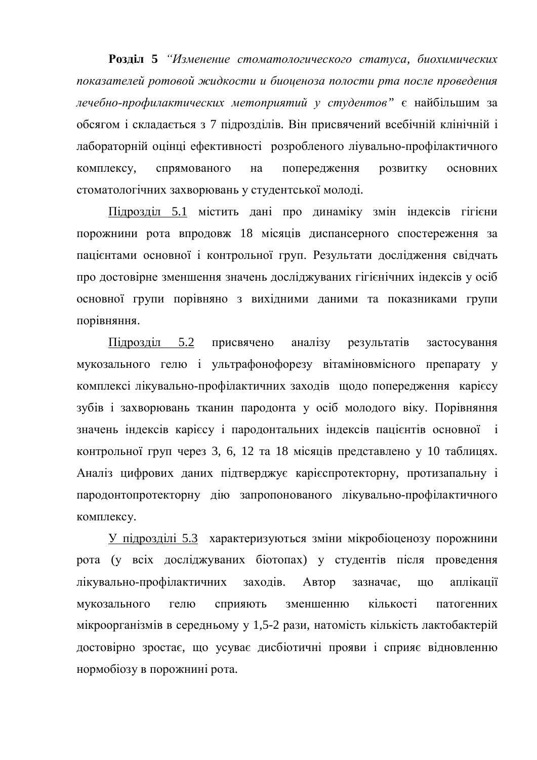**Розділ 5** *"Изменение стоматологического статуса, биохимических показателей ротовой жидкости и биоценоза полости рта после проведения лечебно-профилактических метоприятий у студентов"* є найбільшим за обсягом і складається з 7 підрозділів. Він присвячений всебічній клінічній і лабораторній оцінці ефективності розробленого ліувально-профілактичного комплексу, спрямованого на попередження розвитку основних стоматологічних захворювань у студентської молоді.

Підрозділ 5.1 містить дані про динаміку змін індексів гігієни порожнини рота впродовж 18 місяців диспансерного спостереження за пацієнтами основної і контрольної груп. Результати дослідження свідчать про достовірне зменшення значень досліджуваних гігієнічних індексів у осіб основної групи порівняно з вихідними даними та показниками групи порівняння.

Підрозділ 5.2 присвячено аналізу результатів застосування мукозального гелю і ультрафонофорезу вітаміновмісного препарату у комплексі лікувально-профілактичних заходів щодо попередження карієсу зубів і захворювань тканин пародонта у осіб молодого віку. Порівняння значень індексів карієсу і пародонтальних індексів пацієнтів основної і контрольної груп через 3, 6, 12 та 18 місяців представлено у 10 таблицях. Аналіз цифрових даних підтверджує карієспротекторну, протизапальну і пародонтопротекторну дію запропонованого лікувально-профілактичного комплексу.

У підрозділі 5.3 характеризуються зміни мікробіоценозу порожнини рота (у всіх досліджуваних біотопах) у студентів після проведення лікувально-профілактичних заходів. Автор зазначає, що аплікації мукозального гелю сприяють зменшенню кількості патогенних мікроорганізмів в середньому у 1,5-2 рази, натомість кількість лактобактерій достовірно зростає, що усуває дисбіотичні прояви і сприяє відновленню нормобіозу в порожнині рота.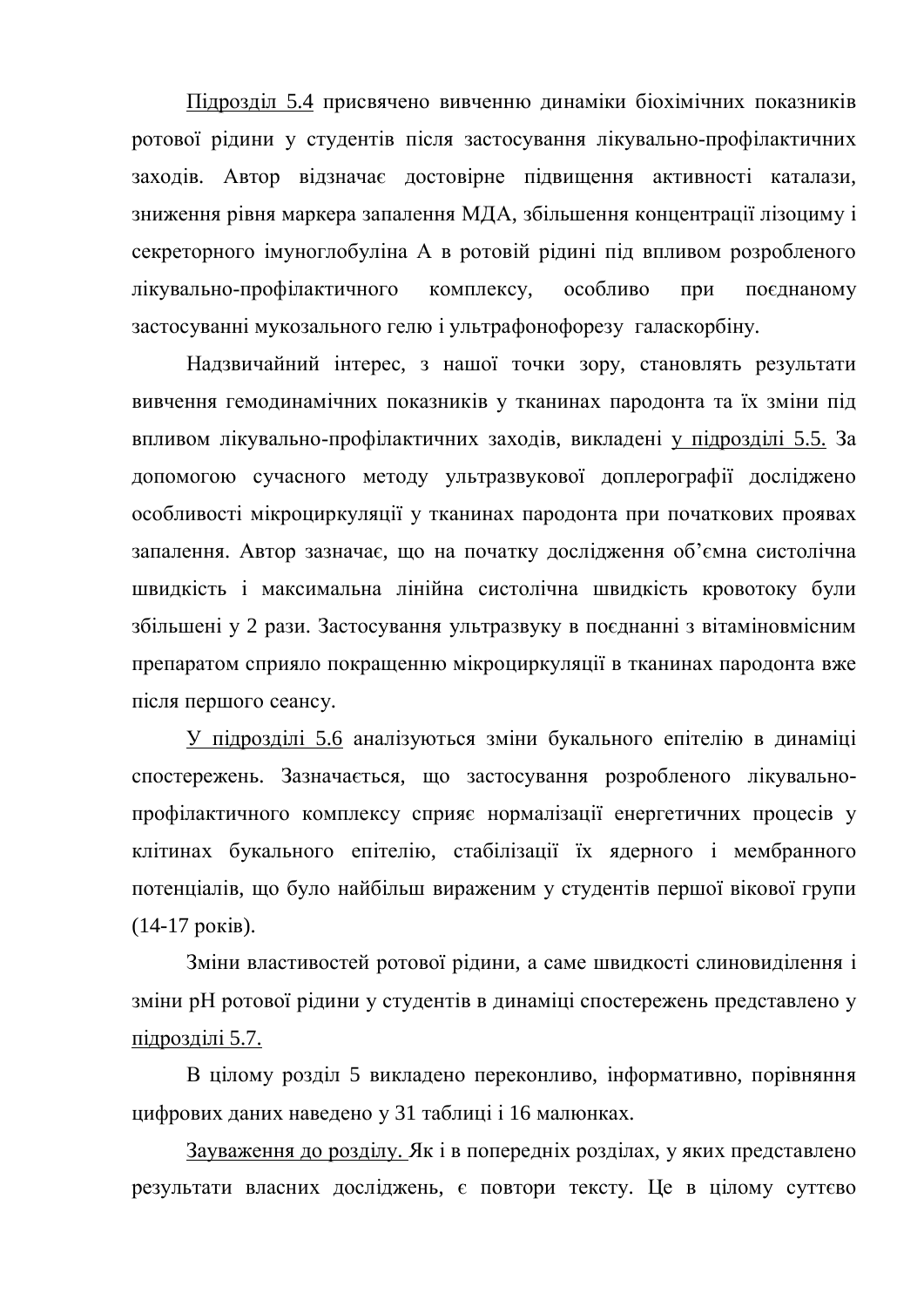Підрозділ 5.4 присвячено вивченню динаміки біохімічних показників ротової рідини у студентів після застосування лікувально-профілактичних заходів. Автор відзначає достовірне підвищення активності каталази, зниження рівня маркера запалення МДА, збільшення концентрації лізоциму і секреторного імуноглобуліна А в ротовій рідині під впливом розробленого лікувально-профілактичного комплексу, особливо при поєднаному застосуванні мукозального гелю і ультрафонофорезу галаскорбіну.

Надзвичайний інтерес, з нашої точки зору, становлять результати вивчення гемодинамічних показників у тканинах пародонта та їх зміни під впливом лікувально-профілактичних заходів, викладені у підрозділі 5.5. За допомогою сучасного методу ультразвукової доплерографії досліджено особливості мікроциркуляції у тканинах пародонта при початкових проявах запалення. Автор зазначає, що на початку дослідження об'ємна систолічна швидкість і максимальна лінійна систолічна швидкість кровотоку були збільшені у 2 рази. Застосування ультразвуку в поєднанні з вітаміновмісним препаратом сприяло покращенню мікроциркуляції в тканинах пародонта вже після першого сеансу.

У підрозділі 5.6 аналізуються зміни букального епітелію в динаміці спостережень. Зазначається, що застосування розробленого лікувально-профілактичного комплексу сприяє нормалізації енергетичних процесів у клітинах букального епітелію, стабілізації їх ядерного і мембранного потенціалів, що було найбільш вираженим у студентів першої вікової групи (14-17 років).

Зміни властивостей ротової рідини, а саме швидкості слиновиділення і зміни pH ротової рідини у студентів в динаміці спостережень представлено у підрозділі 5.7.

В цілому розділ 5 викладено переконливо, інформативно, порівняння цифрових даних наведено у 31 таблиці і 16 малюнках.

Зауваження до розділу. Як і в попередніх розділах, у яких представлено результати власних досліджень, є повтори тексту. Це в цілому суттєво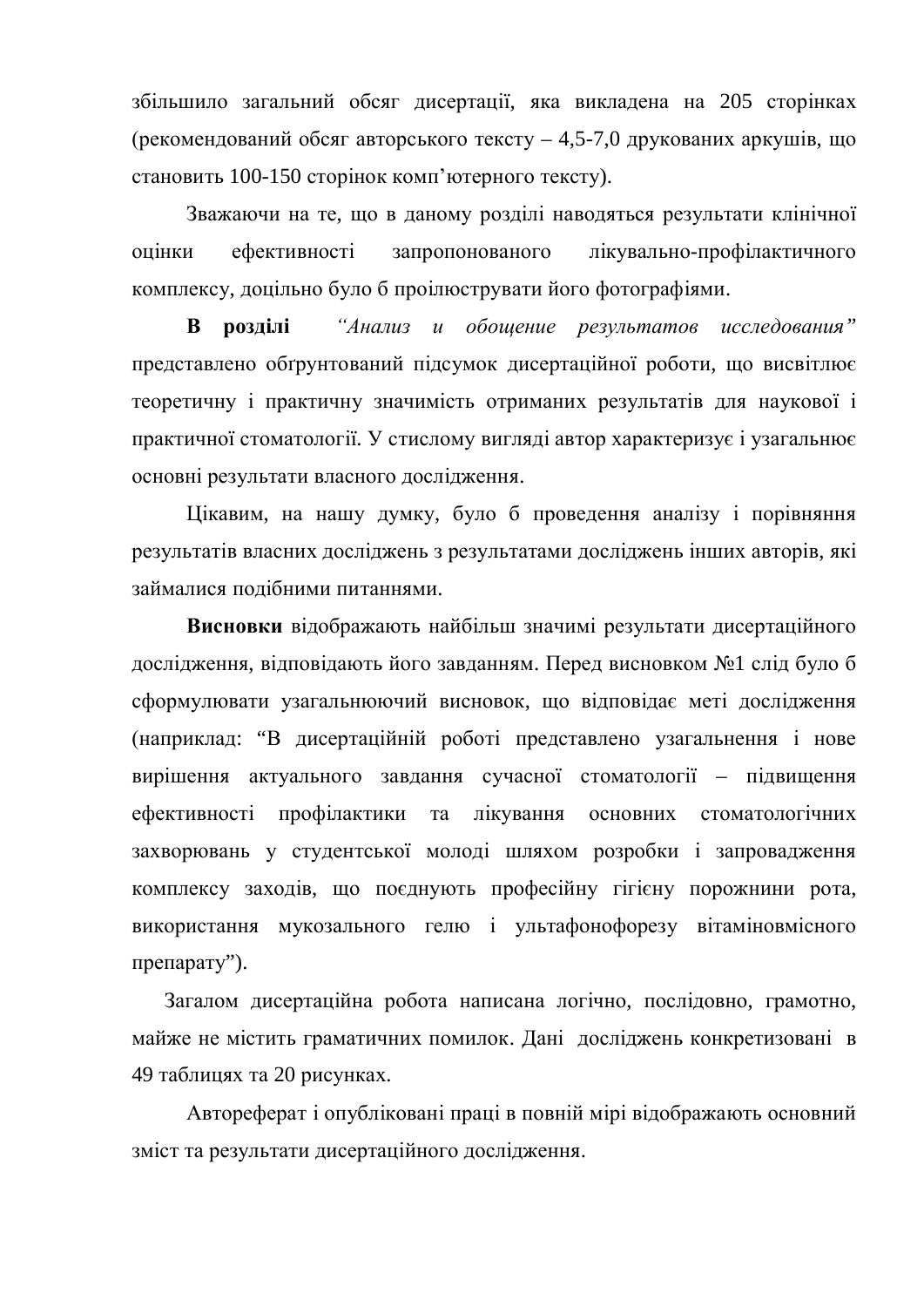збільшило загальний обсяг дисертації, яка викладена на 205 сторінках (рекомендований обсяг авторського тексту – 4,5-7,0 друкованих аркушів, що становить 100-150 сторінок комп'ютерного тексту).

Зважаючи на те, що в даному розділі наводяться результати клінічної оцінки ефективності запропонованого лікувально-профілактичного комплексу, доцільно було б проілюструвати його фотографіями.

**В розділі** *"Анализ и обощение результатов исследования"* представлено обґрунтований підсумок дисертаційної роботи, що висвітлює теоретичну і практичну значимість отриманих результатів для наукової і практичної стоматології. У стислому вигляді автор характеризує і узагальнює основні результати власного дослідження.

Цікавим, на нашу думку, було б проведення аналізу і порівняння результатів власних досліджень з результатами досліджень інших авторів, які займалися подібними питаннями.

**Висновки** відображають найбільш значимі результати дисертаційного дослідження, відповідають його завданням. Перед висновком №1 слід було б сформулювати узагальнюючий висновок, що відповідає меті дослідження (наприклад: "В дисертаційній роботі представлено узагальнення і нове вирішення актуального завдання сучасної стоматології – підвищення ефективності профілактики та лікування основних стоматологічних захворювань у студентської молоді шляхом розробки і запровадження комплексу заходів, що поєднують професійну гігієну порожнини рота, використання мукозального гелю і ультафонофорезу вітаміновмісного препарату").

Загалом дисертаційна робота написана логічно, послідовно, грамотно, майже не містить граматичних помилок. Дані досліджень конкретизовані в 49 таблицях та 20 рисунках.

Автореферат і опубліковані праці в повній мірі відображають основний зміст та результати дисертаційного дослідження.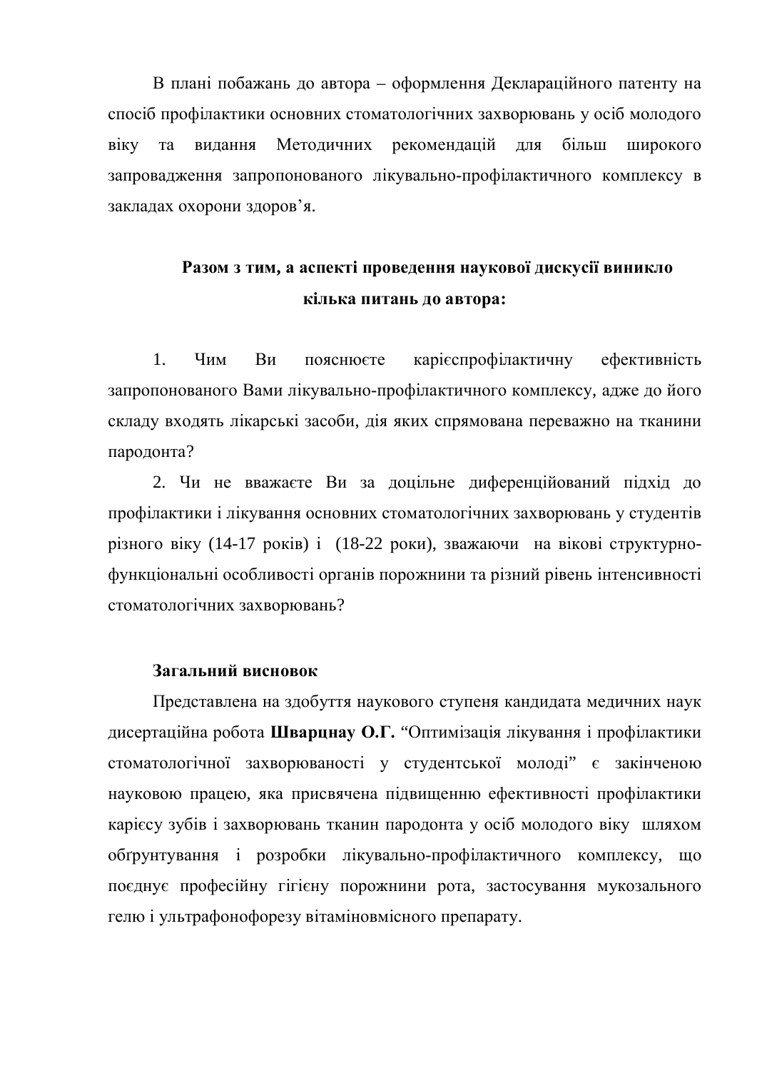В плані побажань до автора – оформлення Деклараційного патенту на спосіб профілактики основних стоматологічних захворювань у осіб молодого віку та видання Методичних рекомендацій для більш широкого запровадження запропонованого лікувально-профілактичного комплексу в закладах охорони здоров’я.

**Разом з тим, а аспекті проведення наукової дискусії виникло кілька питань до автора:**

1. Чим Ви пояснюєте карієспрофілактичну ефективність запропонованого Вами лікувально-профілактичного комплексу, адже до його складу входять лікарські засоби, дія яких спрямована переважно на тканини пародонта?
2. Чи не вважаєте Ви за доцільне диференційований підхід до профілактики і лікування основних стоматологічних захворювань у студентів різного віку (14-17 років) і (18-22 роки), зважаючи на вікові структурно-функціональні особливості органів порожнини та різний рівень інтенсивності стоматологічних захворювань?

**Загальний висновок**

Представлена на здобуття наукового ступеня кандидата медичних наук дисертаційна робота **Шварцнау О.Г.** “Оптимізація лікування і профілактики стоматологічної захворюваності у студентської молоді” є закінченою науковою працею, яка присвячена підвищенню ефективності профілактики карієсу зубів і захворювань тканин пародонта у осіб молодого віку шляхом обґрунтування і розробки лікувально-профілактичного комплексу, що поєднує професійну гігієну порожнини рота, застосування мукозального гелю і ультрафонофорезу вітаміновмісного препарату.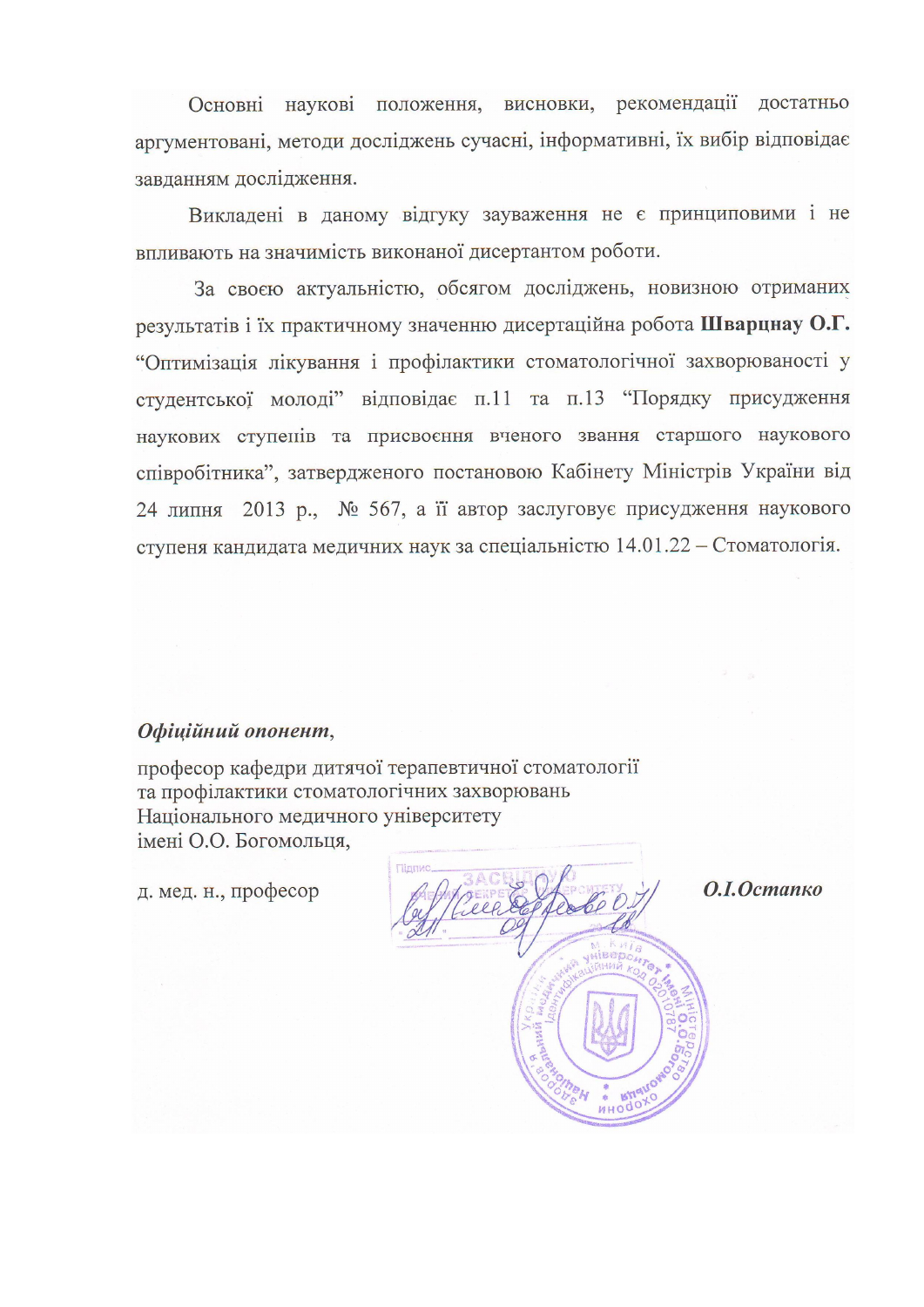Основні наукові положення, висновки, рекомендації достатньо аргументовані, методи досліджень сучасні, інформативні, їх вибір відповідає завданням дослідження.

Викладені в даному відгуку зауваження не є принциповими і не впливають на значимість виконаної дисертантом роботи.

За своєю актуальністю, обсягом досліджень, новизною отриманих результатів і їх практичному значенню дисертаційна робота **Шварцнау О.Г.** “Оптимізація лікування і профілактики стоматологічної захворюваності у студентської молоді” відповідає п.11 та п.13 “Порядку присудження наукових ступенів та присвоєння вченого звання старшого наукового співробітника”, затвердженого постановою Кабінету Міністрів України від 24 липня 2013 р., № 567, а її автор заслуговує присудження наукового ступеня кандидата медичних наук за спеціальністю 14.01.22 – Стоматологія.

***Офіційний опонент***,

професор кафедри дитячої терапевтичної стоматології
та профілактики стоматологічних захворювань
Національного медичного університету
імені О.О. Богомольця,

д. мед. н., професор ***О.І.Остапко***